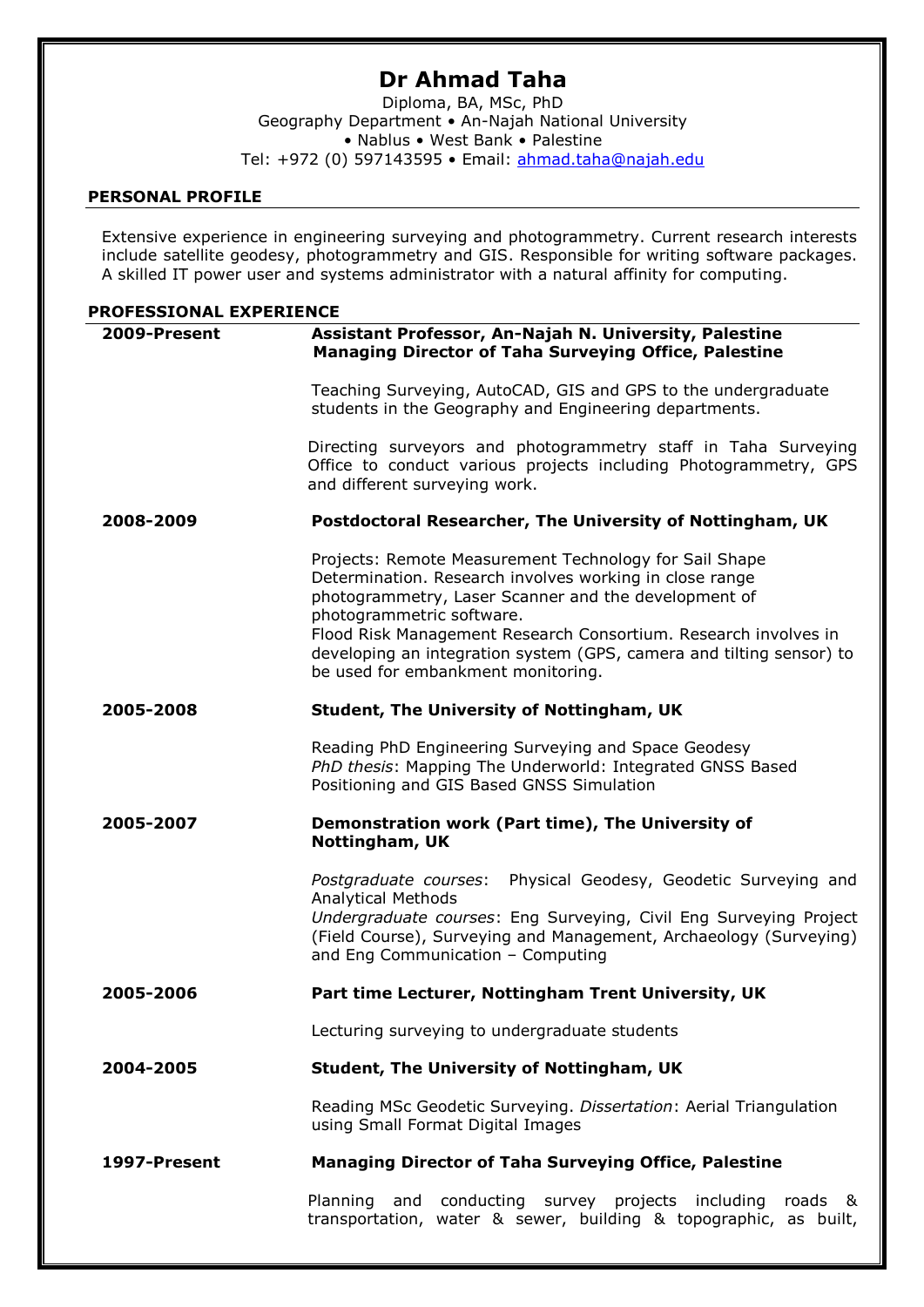# Dr Ahmad Taha

Diploma, BA, MSc, PhD
Geography Department • An-Najah National University
• Nablus • West Bank • Palestine
Tel: +972 (0) 597143595 • Email: ahmad.taha@najah.edu

## PERSONAL PROFILE

Extensive experience in engineering surveying and photogrammetry. Current research interests include satellite geodesy, photogrammetry and GIS. Responsible for writing software packages. A skilled IT power user and systems administrator with a natural affinity for computing.

## PROFESSIONAL EXPERIENCE

**2009-Present** — **Assistant Professor, An-Najah N. University, Palestine**
**Managing Director of Taha Surveying Office, Palestine**

Teaching Surveying, AutoCAD, GIS and GPS to the undergraduate students in the Geography and Engineering departments.

Directing surveyors and photogrammetry staff in Taha Surveying Office to conduct various projects including Photogrammetry, GPS and different surveying work.

**2008-2009** — **Postdoctoral Researcher, The University of Nottingham, UK**

Projects: Remote Measurement Technology for Sail Shape Determination. Research involves working in close range photogrammetry, Laser Scanner and the development of photogrammetric software.
Flood Risk Management Research Consortium. Research involves in developing an integration system (GPS, camera and tilting sensor) to be used for embankment monitoring.

**2005-2008** — **Student, The University of Nottingham, UK**

Reading PhD Engineering Surveying and Space Geodesy
*PhD thesis*: Mapping The Underworld: Integrated GNSS Based Positioning and GIS Based GNSS Simulation

**2005-2007** — **Demonstration work (Part time), The University of Nottingham, UK**

*Postgraduate courses*: Physical Geodesy, Geodetic Surveying and Analytical Methods
*Undergraduate courses*: Eng Surveying, Civil Eng Surveying Project (Field Course), Surveying and Management, Archaeology (Surveying) and Eng Communication – Computing

**2005-2006** — **Part time Lecturer, Nottingham Trent University, UK**

Lecturing surveying to undergraduate students

**2004-2005** — **Student, The University of Nottingham, UK**

Reading MSc Geodetic Surveying. *Dissertation*: Aerial Triangulation using Small Format Digital Images

**1997-Present** — **Managing Director of Taha Surveying Office, Palestine**

Planning and conducting survey projects including roads & transportation, water & sewer, building & topographic, as built,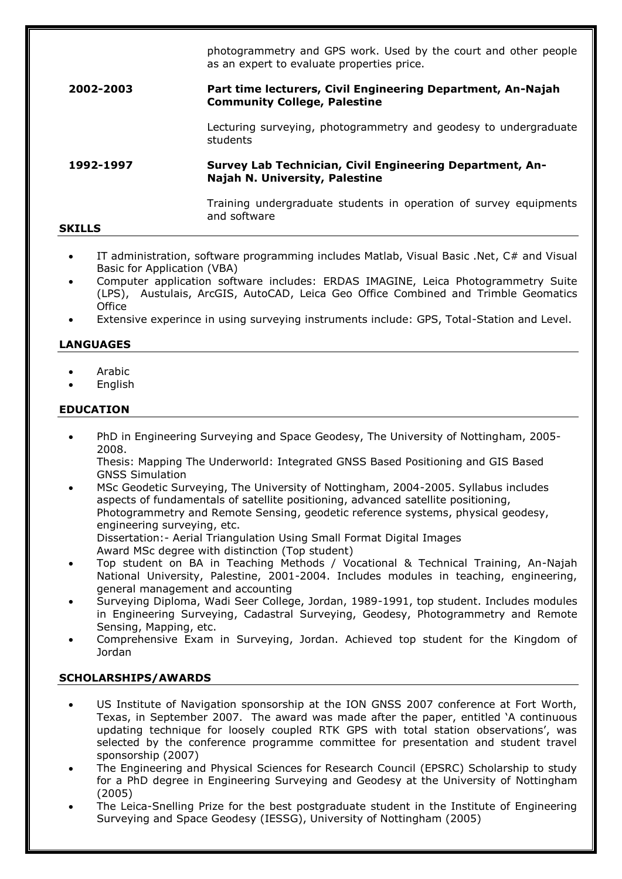photogrammetry and GPS work. Used by the court and other people as an expert to evaluate properties price.

**2002-2003** **Part time lecturers, Civil Engineering Department, An-Najah Community College, Palestine**

Lecturing surveying, photogrammetry and geodesy to undergraduate students

**1992-1997** **Survey Lab Technician, Civil Engineering Department, An-Najah N. University, Palestine**

Training undergraduate students in operation of survey equipments and software

## SKILLS

- IT administration, software programming includes Matlab, Visual Basic .Net, C# and Visual Basic for Application (VBA)
- Computer application software includes: ERDAS IMAGINE, Leica Photogrammetry Suite (LPS), Austulais, ArcGIS, AutoCAD, Leica Geo Office Combined and Trimble Geomatics Office
- Extensive experince in using surveying instruments include: GPS, Total-Station and Level.

## LANGUAGES

- Arabic
- English

## EDUCATION

- PhD in Engineering Surveying and Space Geodesy, The University of Nottingham, 2005-2008.
  Thesis: Mapping The Underworld: Integrated GNSS Based Positioning and GIS Based GNSS Simulation
- MSc Geodetic Surveying, The University of Nottingham, 2004-2005. Syllabus includes aspects of fundamentals of satellite positioning, advanced satellite positioning, Photogrammetry and Remote Sensing, geodetic reference systems, physical geodesy, engineering surveying, etc.
  Dissertation:- Aerial Triangulation Using Small Format Digital Images
  Award MSc degree with distinction (Top student)
- Top student on BA in Teaching Methods / Vocational & Technical Training, An-Najah National University, Palestine, 2001-2004. Includes modules in teaching, engineering, general management and accounting
- Surveying Diploma, Wadi Seer College, Jordan, 1989-1991, top student. Includes modules in Engineering Surveying, Cadastral Surveying, Geodesy, Photogrammetry and Remote Sensing, Mapping, etc.
- Comprehensive Exam in Surveying, Jordan. Achieved top student for the Kingdom of Jordan

## SCHOLARSHIPS/AWARDS

- US Institute of Navigation sponsorship at the ION GNSS 2007 conference at Fort Worth, Texas, in September 2007. The award was made after the paper, entitled 'A continuous updating technique for loosely coupled RTK GPS with total station observations', was selected by the conference programme committee for presentation and student travel sponsorship (2007)
- The Engineering and Physical Sciences for Research Council (EPSRC) Scholarship to study for a PhD degree in Engineering Surveying and Geodesy at the University of Nottingham (2005)
- The Leica-Snelling Prize for the best postgraduate student in the Institute of Engineering Surveying and Space Geodesy (IESSG), University of Nottingham (2005)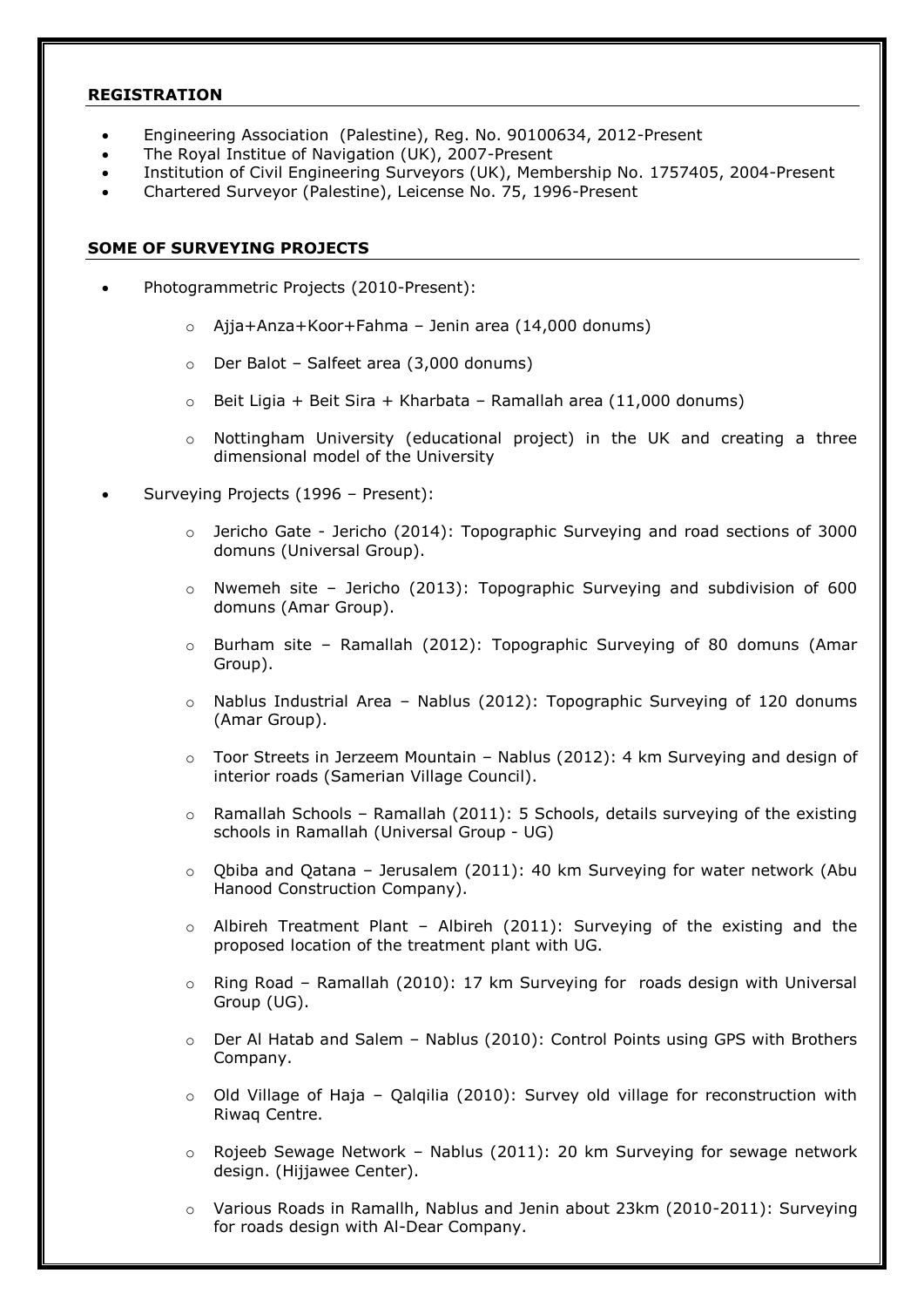## REGISTRATION

- Engineering Association (Palestine), Reg. No. 90100634, 2012-Present
- The Royal Institue of Navigation (UK), 2007-Present
- Institution of Civil Engineering Surveyors (UK), Membership No. 1757405, 2004-Present
- Chartered Surveyor (Palestine), Leicense No. 75, 1996-Present

## SOME OF SURVEYING PROJECTS

- Photogrammetric Projects (2010-Present):
  - Ajja+Anza+Koor+Fahma – Jenin area (14,000 donums)
  - Der Balot – Salfeet area (3,000 donums)
  - Beit Ligia + Beit Sira + Kharbata – Ramallah area (11,000 donums)
  - Nottingham University (educational project) in the UK and creating a three dimensional model of the University
- Surveying Projects (1996 – Present):
  - Jericho Gate - Jericho (2014): Topographic Surveying and road sections of 3000 domuns (Universal Group).
  - Nwemeh site – Jericho (2013): Topographic Surveying and subdivision of 600 domuns (Amar Group).
  - Burham site – Ramallah (2012): Topographic Surveying of 80 domuns (Amar Group).
  - Nablus Industrial Area – Nablus (2012): Topographic Surveying of 120 donums (Amar Group).
  - Toor Streets in Jerzeem Mountain – Nablus (2012): 4 km Surveying and design of interior roads (Samerian Village Council).
  - Ramallah Schools – Ramallah (2011): 5 Schools, details surveying of the existing schools in Ramallah (Universal Group - UG)
  - Qbiba and Qatana – Jerusalem (2011): 40 km Surveying for water network (Abu Hanood Construction Company).
  - Albireh Treatment Plant – Albireh (2011): Surveying of the existing and the proposed location of the treatment plant with UG.
  - Ring Road – Ramallah (2010): 17 km Surveying for roads design with Universal Group (UG).
  - Der Al Hatab and Salem – Nablus (2010): Control Points using GPS with Brothers Company.
  - Old Village of Haja – Qalqilia (2010): Survey old village for reconstruction with Riwaq Centre.
  - Rojeeb Sewage Network – Nablus (2011): 20 km Surveying for sewage network design. (Hijjawee Center).
  - Various Roads in Ramallh, Nablus and Jenin about 23km (2010-2011): Surveying for roads design with Al-Dear Company.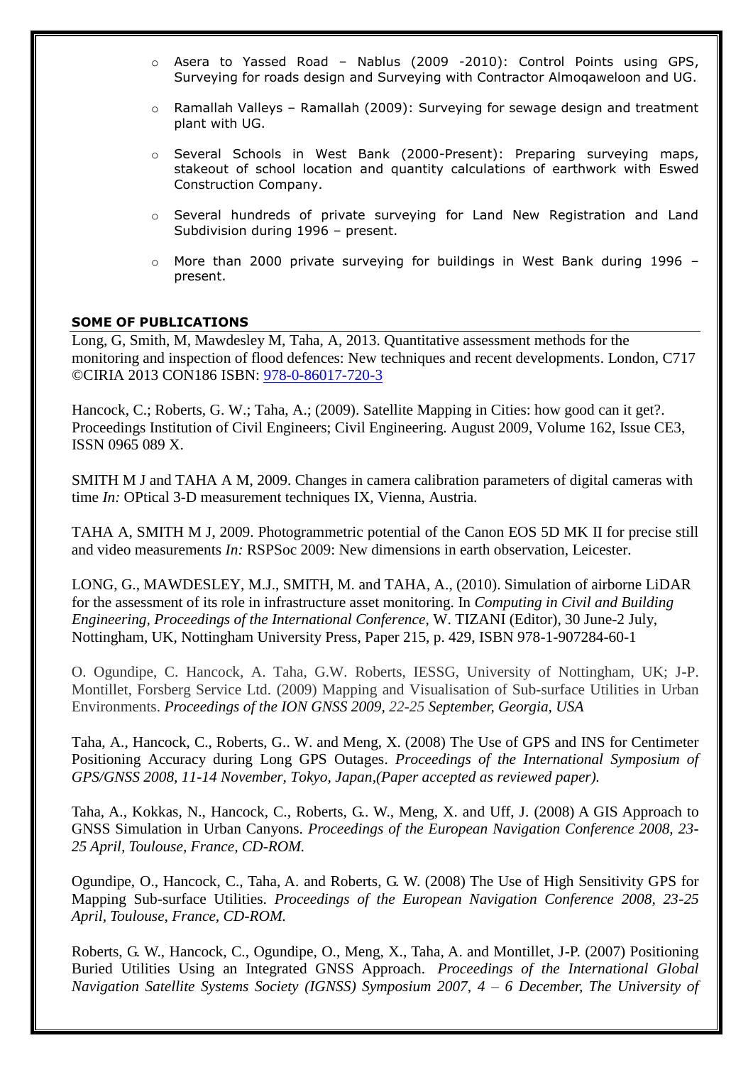- Asera to Yassed Road – Nablus (2009 -2010): Control Points using GPS, Surveying for roads design and Surveying with Contractor Almoqaweloon and UG.
- Ramallah Valleys – Ramallah (2009): Surveying for sewage design and treatment plant with UG.
- Several Schools in West Bank (2000-Present): Preparing surveying maps, stakeout of school location and quantity calculations of earthwork with Eswed Construction Company.
- Several hundreds of private surveying for Land New Registration and Land Subdivision during 1996 – present.
- More than 2000 private surveying for buildings in West Bank during 1996 – present.

**SOME OF PUBLICATIONS**

Long, G, Smith, M, Mawdesley M, Taha, A, 2013. Quantitative assessment methods for the monitoring and inspection of flood defences: New techniques and recent developments. London, C717 ©CIRIA 2013 CON186 ISBN: 978-0-86017-720-3

Hancock, C.; Roberts, G. W.; Taha, A.; (2009). Satellite Mapping in Cities: how good can it get?. Proceedings Institution of Civil Engineers; Civil Engineering. August 2009, Volume 162, Issue CE3, ISSN 0965 089 X.

SMITH M J and TAHA A M, 2009. Changes in camera calibration parameters of digital cameras with time *In:* OPtical 3-D measurement techniques IX, Vienna, Austria.

TAHA A, SMITH M J, 2009. Photogrammetric potential of the Canon EOS 5D MK II for precise still and video measurements *In:* RSPSoc 2009: New dimensions in earth observation, Leicester.

LONG, G., MAWDESLEY, M.J., SMITH, M. and TAHA, A., (2010). Simulation of airborne LiDAR for the assessment of its role in infrastructure asset monitoring. In *Computing in Civil and Building Engineering, Proceedings of the International Conference*, W. TIZANI (Editor), 30 June-2 July, Nottingham, UK, Nottingham University Press, Paper 215, p. 429, ISBN 978-1-907284-60-1

O. Ogundipe, C. Hancock, A. Taha, G.W. Roberts, IESSG, University of Nottingham, UK; J-P. Montillet, Forsberg Service Ltd. (2009) Mapping and Visualisation of Sub-surface Utilities in Urban Environments. *Proceedings of the ION GNSS 2009, 22-25 September, Georgia, USA*

Taha, A., Hancock, C., Roberts, G.. W. and Meng, X. (2008) The Use of GPS and INS for Centimeter Positioning Accuracy during Long GPS Outages. *Proceedings of the International Symposium of GPS/GNSS 2008, 11-14 November, Tokyo, Japan,(Paper accepted as reviewed paper).*

Taha, A., Kokkas, N., Hancock, C., Roberts, G.. W., Meng, X. and Uff, J. (2008) A GIS Approach to GNSS Simulation in Urban Canyons. *Proceedings of the European Navigation Conference 2008, 23-25 April, Toulouse, France, CD-ROM.*

Ogundipe, O., Hancock, C., Taha, A. and Roberts, G. W. (2008) The Use of High Sensitivity GPS for Mapping Sub-surface Utilities. *Proceedings of the European Navigation Conference 2008, 23-25 April, Toulouse, France, CD-ROM.*

Roberts, G. W., Hancock, C., Ogundipe, O., Meng, X., Taha, A. and Montillet, J-P. (2007) Positioning Buried Utilities Using an Integrated GNSS Approach. *Proceedings of the International Global Navigation Satellite Systems Society (IGNSS) Symposium 2007, 4 – 6 December, The University of*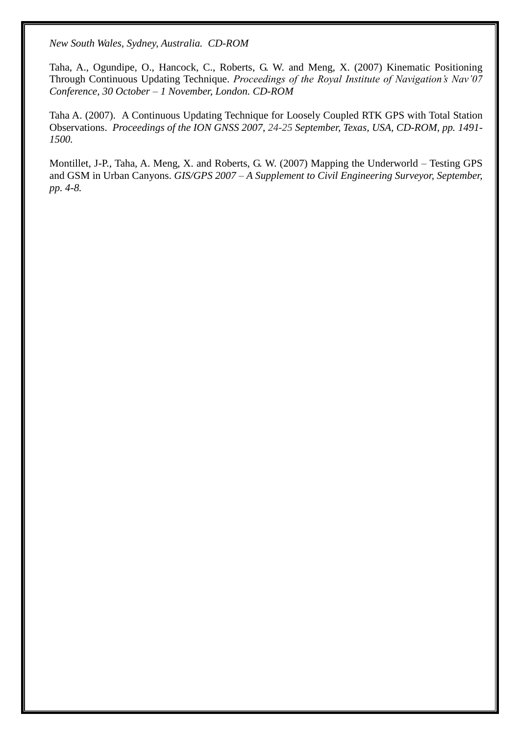*New South Wales, Sydney, Australia. CD-ROM*

Taha, A., Ogundipe, O., Hancock, C., Roberts, G. W. and Meng, X. (2007) Kinematic Positioning Through Continuous Updating Technique. *Proceedings of the Royal Institute of Navigation's Nav'07 Conference, 30 October – 1 November, London. CD-ROM*

Taha A. (2007). A Continuous Updating Technique for Loosely Coupled RTK GPS with Total Station Observations. *Proceedings of the ION GNSS 2007, 24-25 September, Texas, USA, CD-ROM, pp. 1491-1500.*

Montillet, J-P., Taha, A. Meng, X. and Roberts, G. W. (2007) Mapping the Underworld – Testing GPS and GSM in Urban Canyons. *GIS/GPS 2007 – A Supplement to Civil Engineering Surveyor, September, pp. 4-8.*